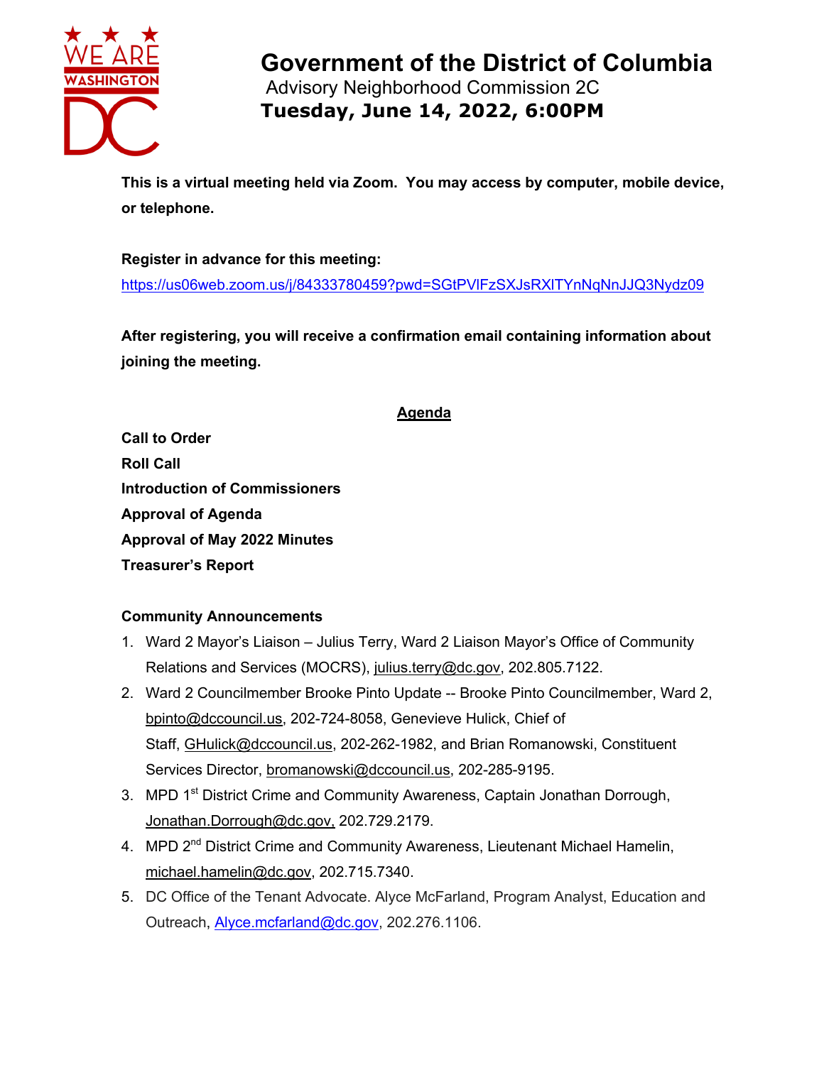# Government of the District of Columbia

Advisory Neighborhood Commission 2C

**Tuesday, June 14, 2022, 6:00PM**

**This is a virtual meeting held via Zoom. You may access by computer, mobile device, or telephone.**

**Register in advance for this meeting:**

https://us06web.zoom.us/j/84333780459?pwd=SGtPVlFzSXJsRXlTYnNqNnJJQ3Nydz09

**After registering, you will receive a confirmation email containing information about joining the meeting.**

## Agenda

**Call to Order**

**Roll Call**

**Introduction of Commissioners**

**Approval of Agenda**

**Approval of May 2022 Minutes**

**Treasurer's Report**

### Community Announcements

1. Ward 2 Mayor's Liaison – Julius Terry, Ward 2 Liaison Mayor's Office of Community Relations and Services (MOCRS), julius.terry@dc.gov, 202.805.7122.
2. Ward 2 Councilmember Brooke Pinto Update -- Brooke Pinto Councilmember, Ward 2, bpinto@dccouncil.us, 202-724-8058, Genevieve Hulick, Chief of Staff, GHulick@dccouncil.us, 202-262-1982, and Brian Romanowski, Constituent Services Director, bromanowski@dccouncil.us, 202-285-9195.
3. MPD 1st District Crime and Community Awareness, Captain Jonathan Dorrough, Jonathan.Dorrough@dc.gov, 202.729.2179.
4. MPD 2nd District Crime and Community Awareness, Lieutenant Michael Hamelin, michael.hamelin@dc.gov, 202.715.7340.
5. DC Office of the Tenant Advocate. Alyce McFarland, Program Analyst, Education and Outreach, Alyce.mcfarland@dc.gov, 202.276.1106.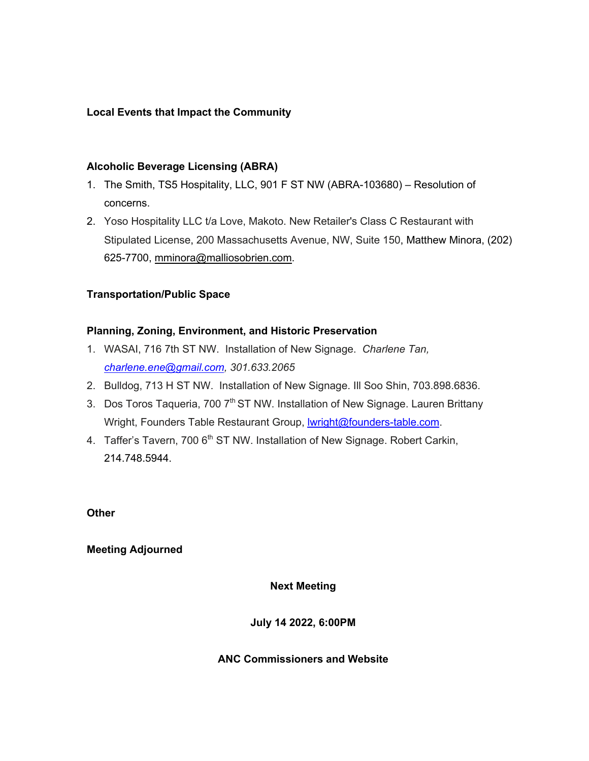**Local Events that Impact the Community**

**Alcoholic Beverage Licensing (ABRA)**

1. The Smith, TS5 Hospitality, LLC, 901 F ST NW (ABRA-103680) – Resolution of concerns.
2. Yoso Hospitality LLC t/a Love, Makoto. New Retailer's Class C Restaurant with Stipulated License, 200 Massachusetts Avenue, NW, Suite 150, Matthew Minora, (202) 625-7700, mminora@malliosobrien.com.

**Transportation/Public Space**

**Planning, Zoning, Environment, and Historic Preservation**

1. WASAI, 716 7th ST NW. Installation of New Signage. *Charlene Tan, charlene.ene@gmail.com, 301.633.2065*
2. Bulldog, 713 H ST NW. Installation of New Signage. Ill Soo Shin, 703.898.6836.
3. Dos Toros Taqueria, 700 7th ST NW. Installation of New Signage. Lauren Brittany Wright, Founders Table Restaurant Group, lwright@founders-table.com.
4. Taffer's Tavern, 700 6th ST NW. Installation of New Signage. Robert Carkin, 214.748.5944.

**Other**

**Meeting Adjourned**

**Next Meeting**

**July 14 2022, 6:00PM**

**ANC Commissioners and Website**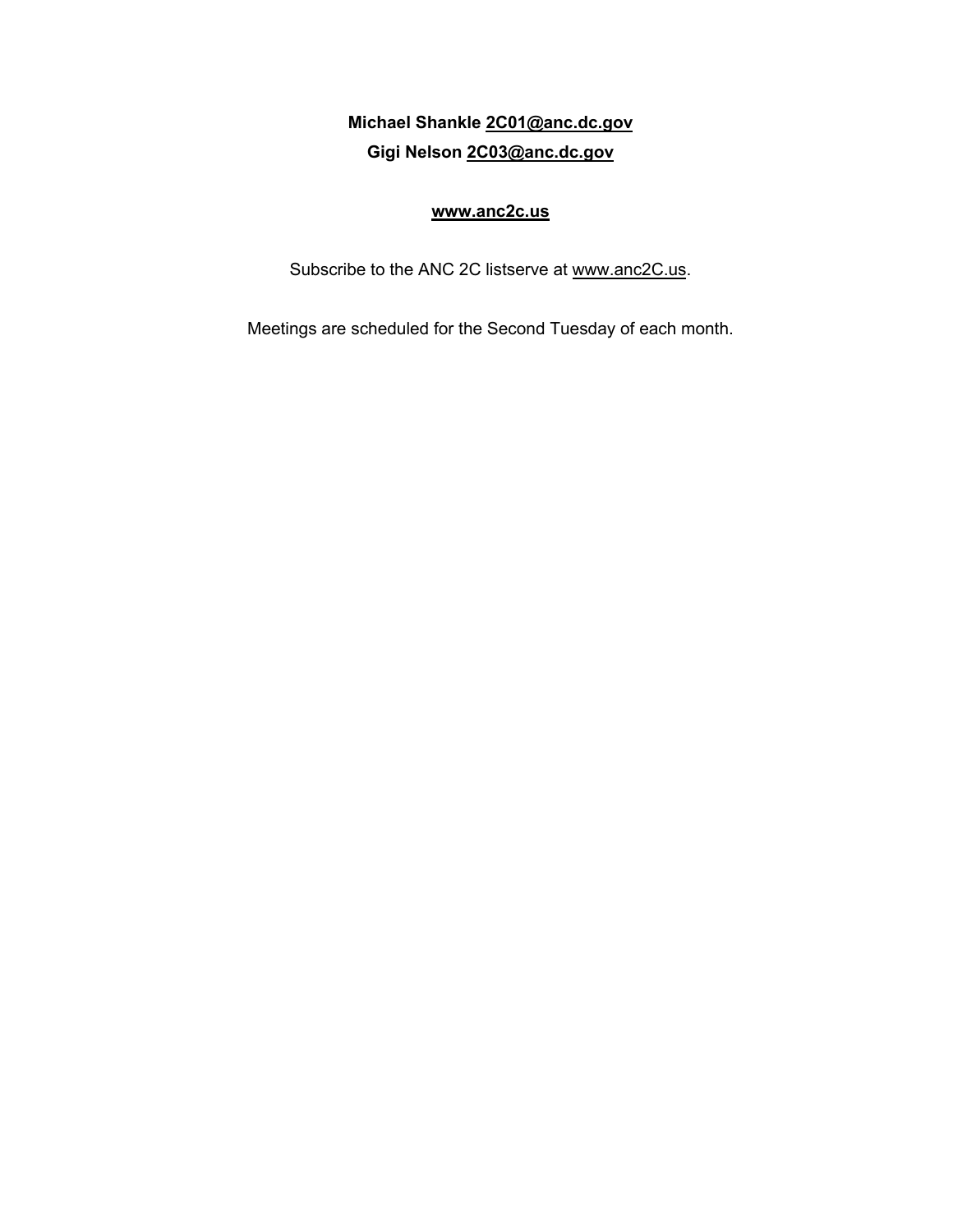**Michael Shankle 2C01@anc.dc.gov**

**Gigi Nelson 2C03@anc.dc.gov**

**www.anc2c.us**

Subscribe to the ANC 2C listserve at www.anc2C.us.

Meetings are scheduled for the Second Tuesday of each month.